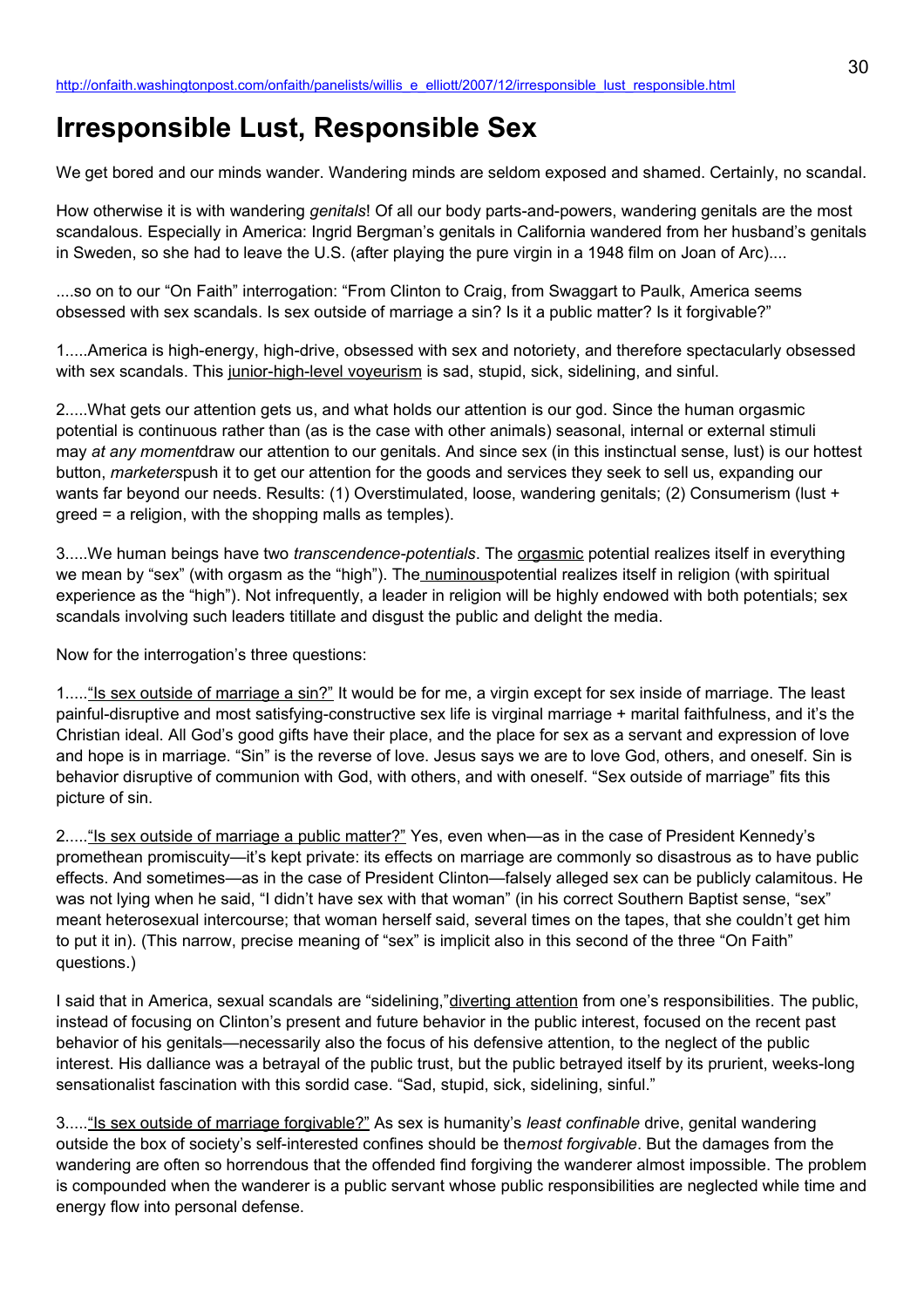http://onfaith.washingtonpost.com/onfaith/panelists/willis_e_elliott/2007/12/irresponsible_lust_responsible.html

# Irresponsible Lust, Responsible Sex

We get bored and our minds wander. Wandering minds are seldom exposed and shamed. Certainly, no scandal.

How otherwise it is with wandering *genitals*! Of all our body parts-and-powers, wandering genitals are the most scandalous. Especially in America: Ingrid Bergman's genitals in California wandered from her husband's genitals in Sweden, so she had to leave the U.S. (after playing the pure virgin in a 1948 film on Joan of Arc)....

....so on to our "On Faith" interrogation: "From Clinton to Craig, from Swaggart to Paulk, America seems obsessed with sex scandals. Is sex outside of marriage a sin? Is it a public matter? Is it forgivable?"

1.....America is high-energy, high-drive, obsessed with sex and notoriety, and therefore spectacularly obsessed with sex scandals. This junior-high-level voyeurism is sad, stupid, sick, sidelining, and sinful.

2.....What gets our attention gets us, and what holds our attention is our god. Since the human orgasmic potential is continuous rather than (as is the case with other animals) seasonal, internal or external stimuli may *at any moment*draw our attention to our genitals. And since sex (in this instinctual sense, lust) is our hottest button, *marketers*push it to get our attention for the goods and services they seek to sell us, expanding our wants far beyond our needs. Results: (1) Overstimulated, loose, wandering genitals; (2) Consumerism (lust + greed = a religion, with the shopping malls as temples).

3.....We human beings have two *transcendence-potentials*. The orgasmic potential realizes itself in everything we mean by "sex" (with orgasm as the "high"). The numinouspotential realizes itself in religion (with spiritual experience as the "high"). Not infrequently, a leader in religion will be highly endowed with both potentials; sex scandals involving such leaders titillate and disgust the public and delight the media.

Now for the interrogation's three questions:

1....."Is sex outside of marriage a sin?" It would be for me, a virgin except for sex inside of marriage. The least painful-disruptive and most satisfying-constructive sex life is virginal marriage + marital faithfulness, and it's the Christian ideal. All God's good gifts have their place, and the place for sex as a servant and expression of love and hope is in marriage. "Sin" is the reverse of love. Jesus says we are to love God, others, and oneself. Sin is behavior disruptive of communion with God, with others, and with oneself. "Sex outside of marriage" fits this picture of sin.

2....."Is sex outside of marriage a public matter?" Yes, even when—as in the case of President Kennedy's promethean promiscuity—it's kept private: its effects on marriage are commonly so disastrous as to have public effects. And sometimes—as in the case of President Clinton—falsely alleged sex can be publicly calamitous. He was not lying when he said, "I didn't have sex with that woman" (in his correct Southern Baptist sense, "sex" meant heterosexual intercourse; that woman herself said, several times on the tapes, that she couldn't get him to put it in). (This narrow, precise meaning of "sex" is implicit also in this second of the three "On Faith" questions.)

I said that in America, sexual scandals are "sidelining,"diverting attention from one's responsibilities. The public, instead of focusing on Clinton's present and future behavior in the public interest, focused on the recent past behavior of his genitals—necessarily also the focus of his defensive attention, to the neglect of the public interest. His dalliance was a betrayal of the public trust, but the public betrayed itself by its prurient, weeks-long sensationalist fascination with this sordid case. "Sad, stupid, sick, sidelining, sinful."

3....."Is sex outside of marriage forgivable?" As sex is humanity's *least confinable* drive, genital wandering outside the box of society's self-interested confines should be the*most forgivable*. But the damages from the wandering are often so horrendous that the offended find forgiving the wanderer almost impossible. The problem is compounded when the wanderer is a public servant whose public responsibilities are neglected while time and energy flow into personal defense.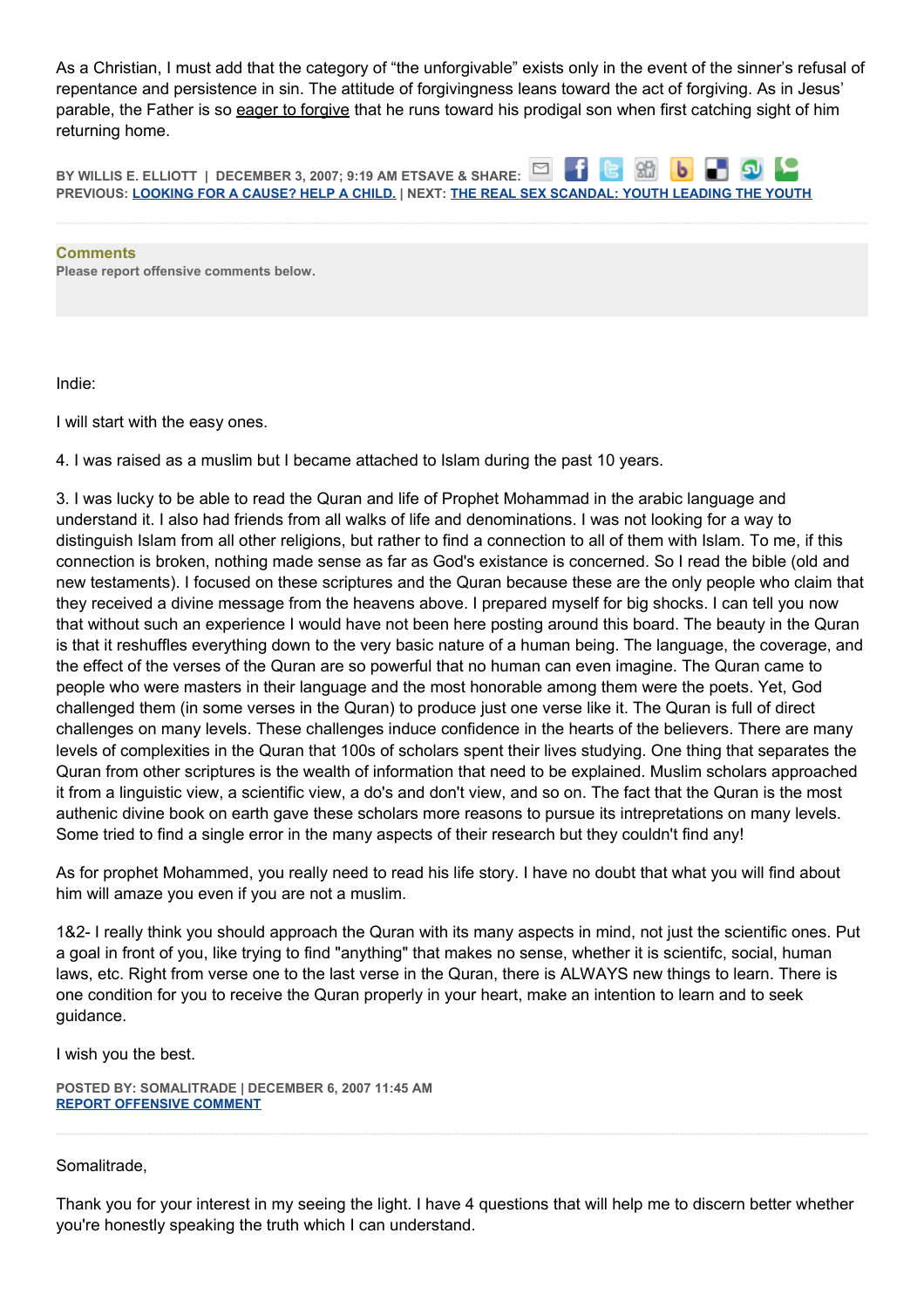As a Christian, I must add that the category of "the unforgivable" exists only in the event of the sinner's refusal of repentance and persistence in sin. The attitude of forgivingness leans toward the act of forgiving. As in Jesus' parable, the Father is so eager to forgive that he runs toward his prodigal son when first catching sight of him returning home.

BY WILLIS E. ELLIOTT | DECEMBER 3, 2007; 9:19 AM ETSAVE & SHARE:
PREVIOUS: LOOKING FOR A CAUSE? HELP A CHILD. | NEXT: THE REAL SEX SCANDAL: YOUTH LEADING THE YOUTH

**Comments**
Please report offensive comments below.

Indie:

I will start with the easy ones.

4. I was raised as a muslim but I became attached to Islam during the past 10 years.

3. I was lucky to be able to read the Quran and life of Prophet Mohammad in the arabic language and understand it. I also had friends from all walks of life and denominations. I was not looking for a way to distinguish Islam from all other religions, but rather to find a connection to all of them with Islam. To me, if this connection is broken, nothing made sense as far as God's existance is concerned. So I read the bible (old and new testaments). I focused on these scriptures and the Quran because these are the only people who claim that they received a divine message from the heavens above. I prepared myself for big shocks. I can tell you now that without such an experience I would have not been here posting around this board. The beauty in the Quran is that it reshuffles everything down to the very basic nature of a human being. The language, the coverage, and the effect of the verses of the Quran are so powerful that no human can even imagine. The Quran came to people who were masters in their language and the most honorable among them were the poets. Yet, God challenged them (in some verses in the Quran) to produce just one verse like it. The Quran is full of direct challenges on many levels. These challenges induce confidence in the hearts of the believers. There are many levels of complexities in the Quran that 100s of scholars spent their lives studying. One thing that separates the Quran from other scriptures is the wealth of information that need to be explained. Muslim scholars approached it from a linguistic view, a scientific view, a do's and don't view, and so on. The fact that the Quran is the most authenic divine book on earth gave these scholars more reasons to pursue its intrepretations on many levels. Some tried to find a single error in the many aspects of their research but they couldn't find any!

As for prophet Mohammed, you really need to read his life story. I have no doubt that what you will find about him will amaze you even if you are not a muslim.

1&2- I really think you should approach the Quran with its many aspects in mind, not just the scientific ones. Put a goal in front of you, like trying to find "anything" that makes no sense, whether it is scientifc, social, human laws, etc. Right from verse one to the last verse in the Quran, there is ALWAYS new things to learn. There is one condition for you to receive the Quran properly in your heart, make an intention to learn and to seek guidance.

I wish you the best.

POSTED BY: SOMALITRADE | DECEMBER 6, 2007 11:45 AM
REPORT OFFENSIVE COMMENT

---

Somalitrade,

Thank you for your interest in my seeing the light. I have 4 questions that will help me to discern better whether you're honestly speaking the truth which I can understand.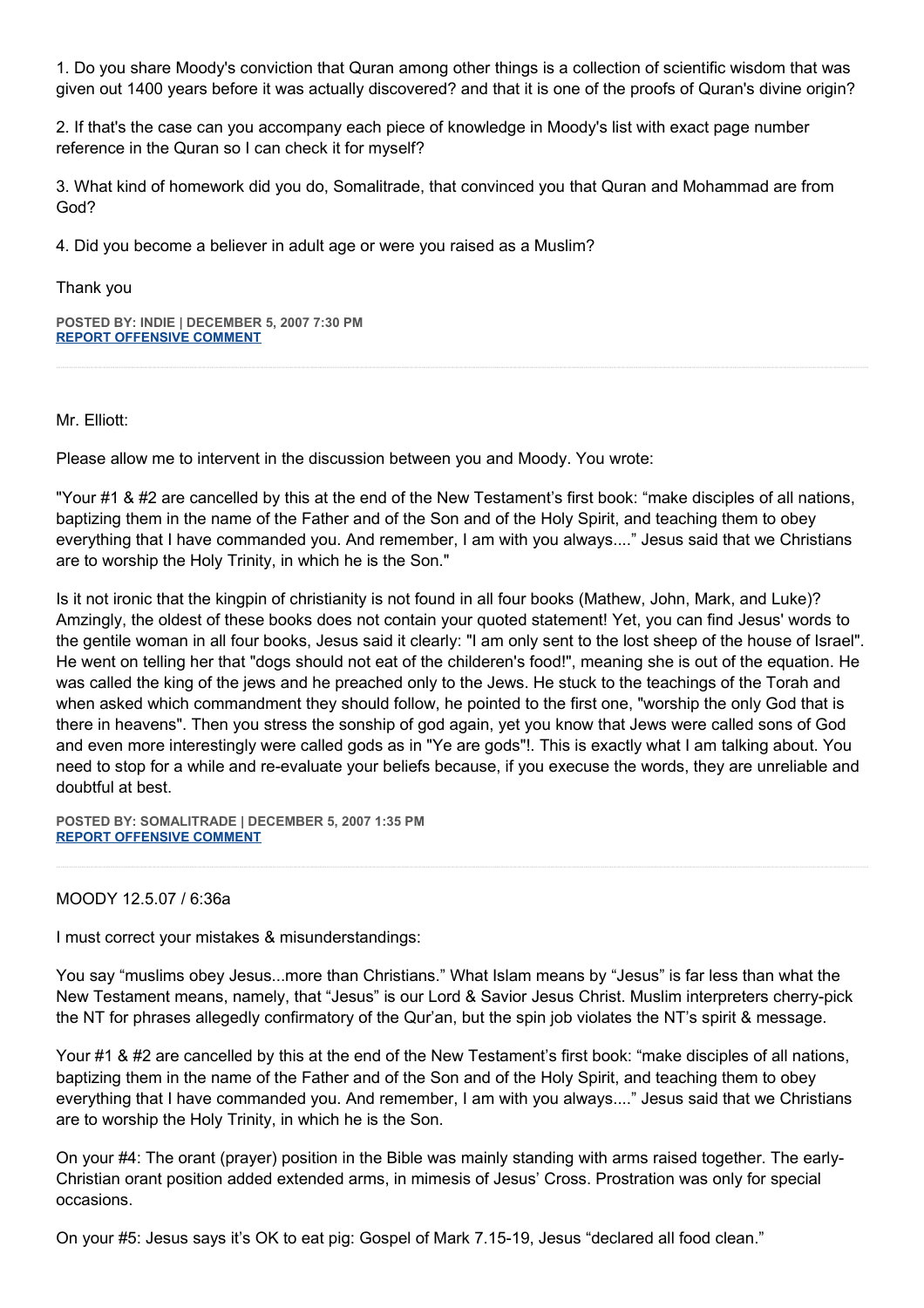1. Do you share Moody's conviction that Quran among other things is a collection of scientific wisdom that was given out 1400 years before it was actually discovered? and that it is one of the proofs of Quran's divine origin?

2. If that's the case can you accompany each piece of knowledge in Moody's list with exact page number reference in the Quran so I can check it for myself?

3. What kind of homework did you do, Somalitrade, that convinced you that Quran and Mohammad are from God?

4. Did you become a believer in adult age or were you raised as a Muslim?

Thank you

**POSTED BY: INDIE | DECEMBER 5, 2007 7:30 PM**
**REPORT OFFENSIVE COMMENT**

---

Mr. Elliott:

Please allow me to intervent in the discussion between you and Moody. You wrote:

"Your #1 & #2 are cancelled by this at the end of the New Testament's first book: "make disciples of all nations, baptizing them in the name of the Father and of the Son and of the Holy Spirit, and teaching them to obey everything that I have commanded you. And remember, I am with you always...." Jesus said that we Christians are to worship the Holy Trinity, in which he is the Son."

Is it not ironic that the kingpin of christianity is not found in all four books (Mathew, John, Mark, and Luke)? Amzingly, the oldest of these books does not contain your quoted statement! Yet, you can find Jesus' words to the gentile woman in all four books, Jesus said it clearly: "I am only sent to the lost sheep of the house of Israel". He went on telling her that "dogs should not eat of the childeren's food!", meaning she is out of the equation. He was called the king of the jews and he preached only to the Jews. He stuck to the teachings of the Torah and when asked which commandment they should follow, he pointed to the first one, "worship the only God that is there in heavens". Then you stress the sonship of god again, yet you know that Jews were called sons of God and even more interestingly were called gods as in "Ye are gods"!. This is exactly what I am talking about. You need to stop for a while and re-evaluate your beliefs because, if you execuse the words, they are unreliable and doubtful at best.

**POSTED BY: SOMALITRADE | DECEMBER 5, 2007 1:35 PM**
**REPORT OFFENSIVE COMMENT**

---

MOODY 12.5.07 / 6:36a

I must correct your mistakes & misunderstandings:

You say "muslims obey Jesus...more than Christians." What Islam means by "Jesus" is far less than what the New Testament means, namely, that "Jesus" is our Lord & Savior Jesus Christ. Muslim interpreters cherry-pick the NT for phrases allegedly confirmatory of the Qur'an, but the spin job violates the NT's spirit & message.

Your #1 & #2 are cancelled by this at the end of the New Testament's first book: "make disciples of all nations, baptizing them in the name of the Father and of the Son and of the Holy Spirit, and teaching them to obey everything that I have commanded you. And remember, I am with you always...." Jesus said that we Christians are to worship the Holy Trinity, in which he is the Son.

On your #4: The orant (prayer) position in the Bible was mainly standing with arms raised together. The early-Christian orant position added extended arms, in mimesis of Jesus' Cross. Prostration was only for special occasions.

On your #5: Jesus says it's OK to eat pig: Gospel of Mark 7.15-19, Jesus "declared all food clean."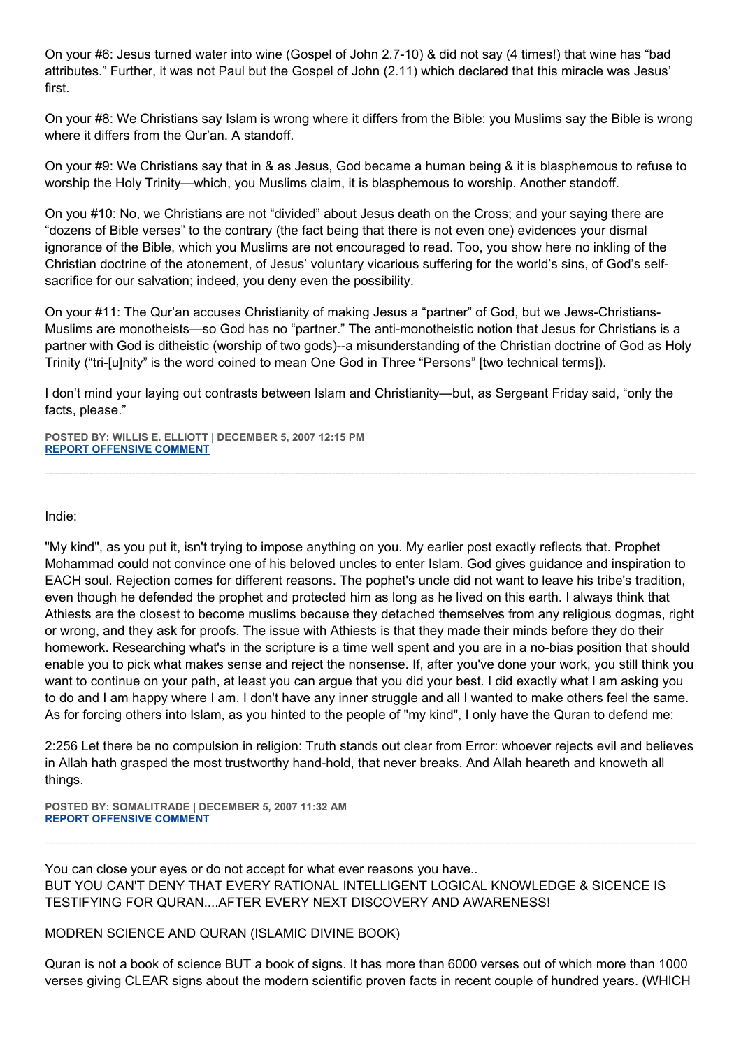On your #6: Jesus turned water into wine (Gospel of John 2.7-10) & did not say (4 times!) that wine has “bad attributes.” Further, it was not Paul but the Gospel of John (2.11) which declared that this miracle was Jesus’ first.

On your #8: We Christians say Islam is wrong where it differs from the Bible: you Muslims say the Bible is wrong where it differs from the Qur’an. A standoff.

On your #9: We Christians say that in & as Jesus, God became a human being & it is blasphemous to refuse to worship the Holy Trinity—which, you Muslims claim, it is blasphemous to worship. Another standoff.

On you #10: No, we Christians are not “divided” about Jesus death on the Cross; and your saying there are “dozens of Bible verses” to the contrary (the fact being that there is not even one) evidences your dismal ignorance of the Bible, which you Muslims are not encouraged to read. Too, you show here no inkling of the Christian doctrine of the atonement, of Jesus’ voluntary vicarious suffering for the world’s sins, of God’s self-sacrifice for our salvation; indeed, you deny even the possibility.

On your #11: The Qur’an accuses Christianity of making Jesus a “partner” of God, but we Jews-Christians-Muslims are monotheists—so God has no “partner.” The anti-monotheistic notion that Jesus for Christians is a partner with God is ditheistic (worship of two gods)--a misunderstanding of the Christian doctrine of God as Holy Trinity (“tri-[u]nity” is the word coined to mean One God in Three “Persons” [two technical terms]).

I don’t mind your laying out contrasts between Islam and Christianity—but, as Sergeant Friday said, “only the facts, please.”

**POSTED BY: WILLIS E. ELLIOTT | DECEMBER 5, 2007 12:15 PM**
**REPORT OFFENSIVE COMMENT**

---

Indie:

"My kind", as you put it, isn't trying to impose anything on you. My earlier post exactly reflects that. Prophet Mohammad could not convince one of his beloved uncles to enter Islam. God gives guidance and inspiration to EACH soul. Rejection comes for different reasons. The pophet's uncle did not want to leave his tribe's tradition, even though he defended the prophet and protected him as long as he lived on this earth. I always think that Athiests are the closest to become muslims because they detached themselves from any religious dogmas, right or wrong, and they ask for proofs. The issue with Athiests is that they made their minds before they do their homework. Researching what's in the scripture is a time well spent and you are in a no-bias position that should enable you to pick what makes sense and reject the nonsense. If, after you've done your work, you still think you want to continue on your path, at least you can argue that you did your best. I did exactly what I am asking you to do and I am happy where I am. I don't have any inner struggle and all I wanted to make others feel the same. As for forcing others into Islam, as you hinted to the people of "my kind", I only have the Quran to defend me:

2:256 Let there be no compulsion in religion: Truth stands out clear from Error: whoever rejects evil and believes in Allah hath grasped the most trustworthy hand-hold, that never breaks. And Allah heareth and knoweth all things.

**POSTED BY: SOMALITRADE | DECEMBER 5, 2007 11:32 AM**
**REPORT OFFENSIVE COMMENT**

---

You can close your eyes or do not accept for what ever reasons you have..
BUT YOU CAN'T DENY THAT EVERY RATIONAL INTELLIGENT LOGICAL KNOWLEDGE & SICENCE IS TESTIFYING FOR QURAN....AFTER EVERY NEXT DISCOVERY AND AWARENESS!

MODREN SCIENCE AND QURAN (ISLAMIC DIVINE BOOK)

Quran is not a book of science BUT a book of signs. It has more than 6000 verses out of which more than 1000 verses giving CLEAR signs about the modern scientific proven facts in recent couple of hundred years. (WHICH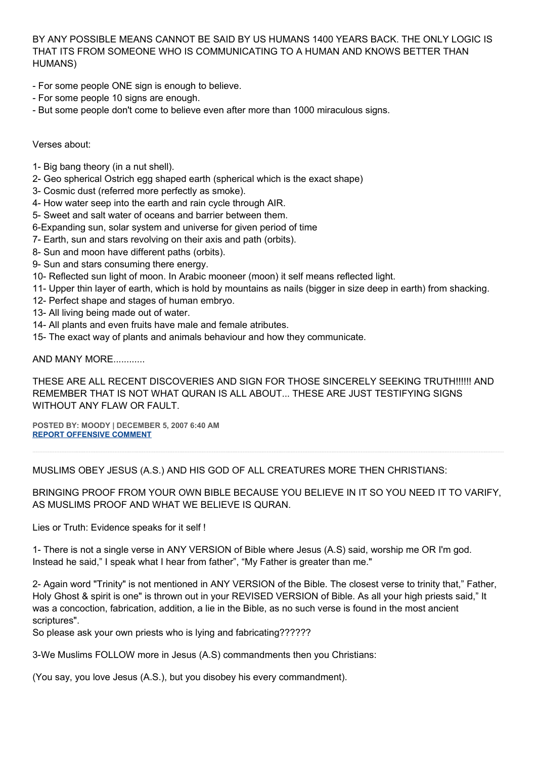BY ANY POSSIBLE MEANS CANNOT BE SAID BY US HUMANS 1400 YEARS BACK. THE ONLY LOGIC IS THAT ITS FROM SOMEONE WHO IS COMMUNICATING TO A HUMAN AND KNOWS BETTER THAN HUMANS)

- For some people ONE sign is enough to believe.
- For some people 10 signs are enough.
- But some people don't come to believe even after more than 1000 miraculous signs.

Verses about:

1- Big bang theory (in a nut shell).
2- Geo spherical Ostrich egg shaped earth (spherical which is the exact shape)
3- Cosmic dust (referred more perfectly as smoke).
4- How water seep into the earth and rain cycle through AIR.
5- Sweet and salt water of oceans and barrier between them.
6-Expanding sun, solar system and universe for given period of time
7- Earth, sun and stars revolving on their axis and path (orbits).
8- Sun and moon have different paths (orbits).
9- Sun and stars consuming there energy.
10- Reflected sun light of moon. In Arabic mooneer (moon) it self means reflected light.
11- Upper thin layer of earth, which is hold by mountains as nails (bigger in size deep in earth) from shacking.
12- Perfect shape and stages of human embryo.
13- All living being made out of water.
14- All plants and even fruits have male and female atributes.
15- The exact way of plants and animals behaviour and how they communicate.

AND MANY MORE............

THESE ARE ALL RECENT DISCOVERIES AND SIGN FOR THOSE SINCERELY SEEKING TRUTH!!!!!! AND REMEMBER THAT IS NOT WHAT QURAN IS ALL ABOUT... THESE ARE JUST TESTIFYING SIGNS WITHOUT ANY FLAW OR FAULT.

**POSTED BY: MOODY | DECEMBER 5, 2007 6:40 AM**
**REPORT OFFENSIVE COMMENT**

---

MUSLIMS OBEY JESUS (A.S.) AND HIS GOD OF ALL CREATURES MORE THEN CHRISTIANS:

BRINGING PROOF FROM YOUR OWN BIBLE BECAUSE YOU BELIEVE IN IT SO YOU NEED IT TO VARIFY, AS MUSLIMS PROOF AND WHAT WE BELIEVE IS QURAN.

Lies or Truth: Evidence speaks for it self !

1- There is not a single verse in ANY VERSION of Bible where Jesus (A.S) said, worship me OR I'm god. Instead he said," I speak what I hear from father", "My Father is greater than me."

2- Again word "Trinity" is not mentioned in ANY VERSION of the Bible. The closest verse to trinity that," Father, Holy Ghost & spirit is one" is thrown out in your REVISED VERSION of Bible. As all your high priests said," It was a concoction, fabrication, addition, a lie in the Bible, as no such verse is found in the most ancient scriptures".
So please ask your own priests who is lying and fabricating??????

3-We Muslims FOLLOW more in Jesus (A.S) commandments then you Christians:

(You say, you love Jesus (A.S.), but you disobey his every commandment).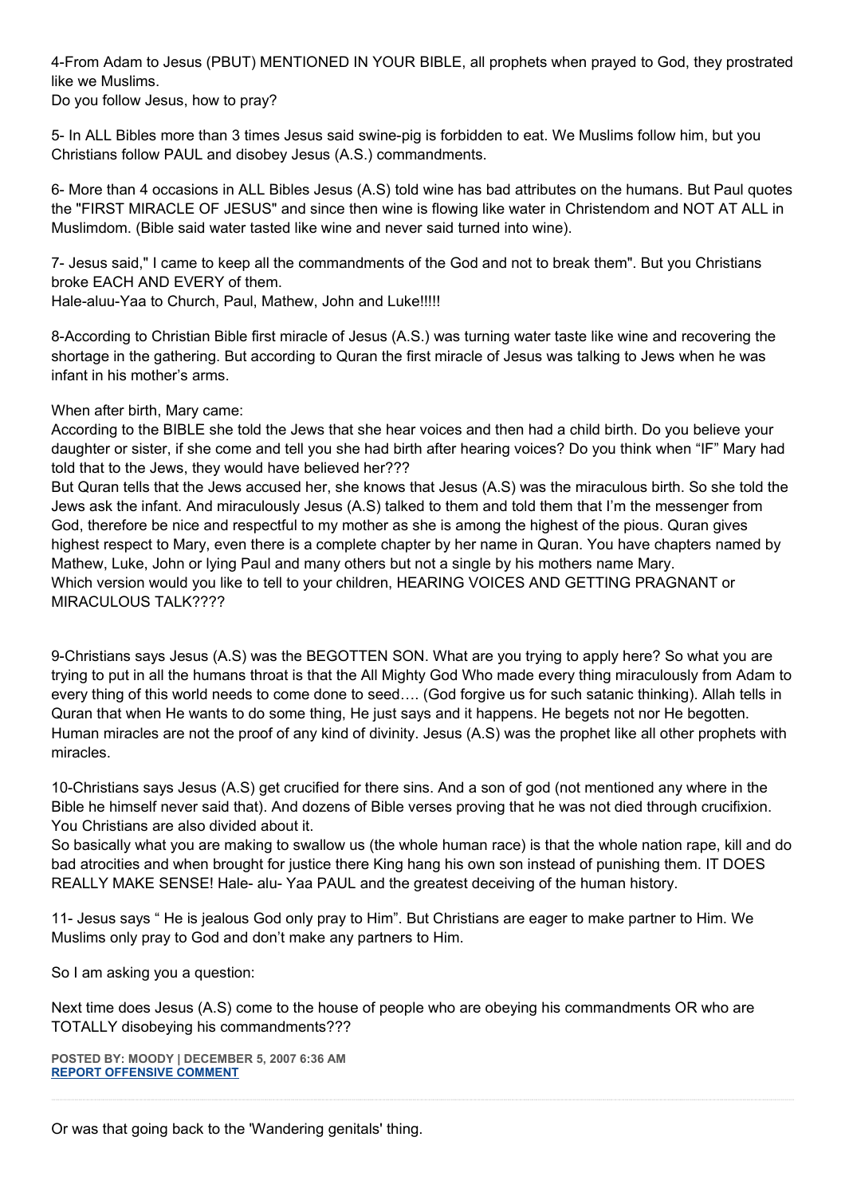4-From Adam to Jesus (PBUT) MENTIONED IN YOUR BIBLE, all prophets when prayed to God, they prostrated like we Muslims.
Do you follow Jesus, how to pray?

5- In ALL Bibles more than 3 times Jesus said swine-pig is forbidden to eat. We Muslims follow him, but you Christians follow PAUL and disobey Jesus (A.S.) commandments.

6- More than 4 occasions in ALL Bibles Jesus (A.S) told wine has bad attributes on the humans. But Paul quotes the "FIRST MIRACLE OF JESUS" and since then wine is flowing like water in Christendom and NOT AT ALL in Muslimdom. (Bible said water tasted like wine and never said turned into wine).

7- Jesus said," I came to keep all the commandments of the God and not to break them". But you Christians broke EACH AND EVERY of them.
Hale-aluu-Yaa to Church, Paul, Mathew, John and Luke!!!!!

8-According to Christian Bible first miracle of Jesus (A.S.) was turning water taste like wine and recovering the shortage in the gathering. But according to Quran the first miracle of Jesus was talking to Jews when he was infant in his mother's arms.

When after birth, Mary came:
According to the BIBLE she told the Jews that she hear voices and then had a child birth. Do you believe your daughter or sister, if she come and tell you she had birth after hearing voices? Do you think when "IF" Mary had told that to the Jews, they would have believed her???
But Quran tells that the Jews accused her, she knows that Jesus (A.S) was the miraculous birth. So she told the Jews ask the infant. And miraculously Jesus (A.S) talked to them and told them that I'm the messenger from God, therefore be nice and respectful to my mother as she is among the highest of the pious. Quran gives highest respect to Mary, even there is a complete chapter by her name in Quran. You have chapters named by Mathew, Luke, John or lying Paul and many others but not a single by his mothers name Mary.
Which version would you like to tell to your children, HEARING VOICES AND GETTING PRAGNANT or MIRACULOUS TALK????

9-Christians says Jesus (A.S) was the BEGOTTEN SON. What are you trying to apply here? So what you are trying to put in all the humans throat is that the All Mighty God Who made every thing miraculously from Adam to every thing of this world needs to come done to seed…. (God forgive us for such satanic thinking). Allah tells in Quran that when He wants to do some thing, He just says and it happens. He begets not nor He begotten. Human miracles are not the proof of any kind of divinity. Jesus (A.S) was the prophet like all other prophets with miracles.

10-Christians says Jesus (A.S) get crucified for there sins. And a son of god (not mentioned any where in the Bible he himself never said that). And dozens of Bible verses proving that he was not died through crucifixion. You Christians are also divided about it.
So basically what you are making to swallow us (the whole human race) is that the whole nation rape, kill and do bad atrocities and when brought for justice there King hang his own son instead of punishing them. IT DOES REALLY MAKE SENSE! Hale- alu- Yaa PAUL and the greatest deceiving of the human history.

11- Jesus says " He is jealous God only pray to Him". But Christians are eager to make partner to Him. We Muslims only pray to God and don't make any partners to Him.

So I am asking you a question:

Next time does Jesus (A.S) come to the house of people who are obeying his commandments OR who are TOTALLY disobeying his commandments???

**POSTED BY: MOODY | DECEMBER 5, 2007 6:36 AM**
**REPORT OFFENSIVE COMMENT**

---

Or was that going back to the 'Wandering genitals' thing.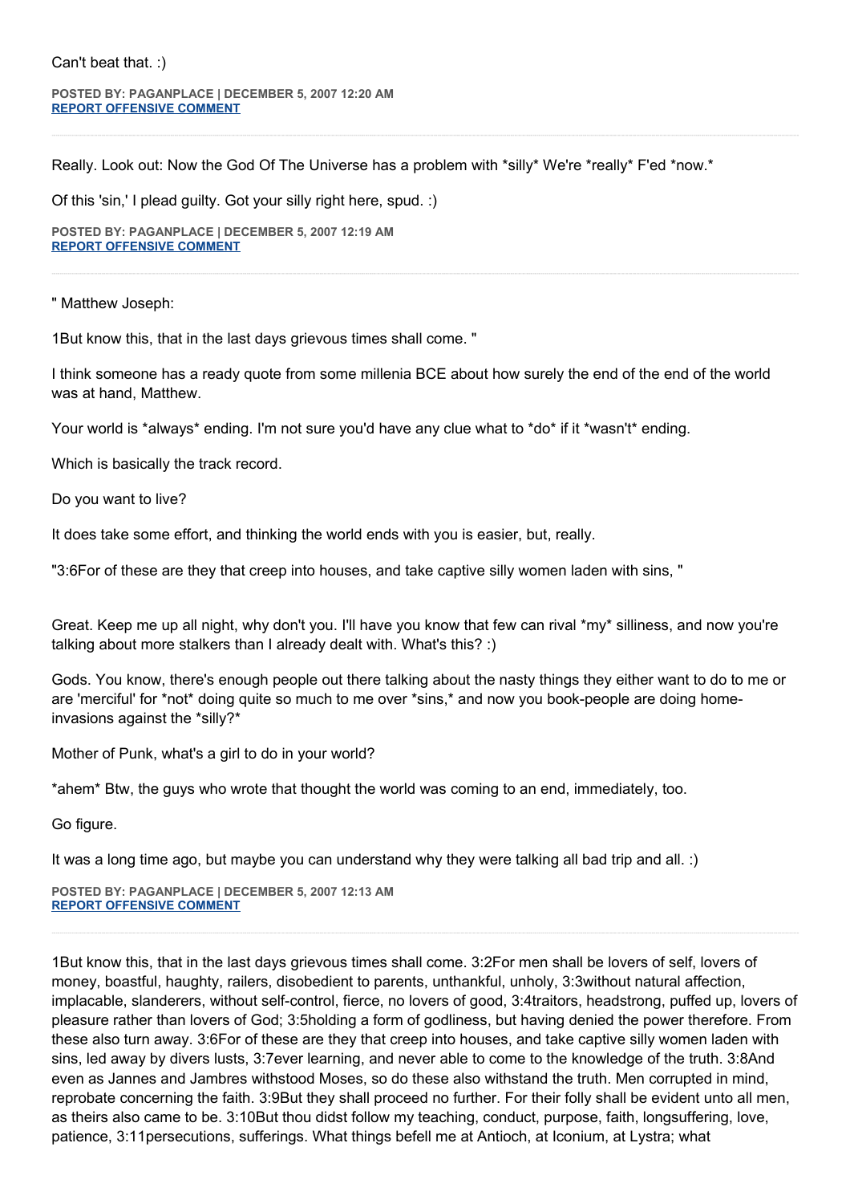Can't beat that. :)

**POSTED BY: PAGANPLACE | DECEMBER 5, 2007 12:20 AM**
**REPORT OFFENSIVE COMMENT**

---

Really. Look out: Now the God Of The Universe has a problem with *silly* We're *really* F'ed *now.*

Of this 'sin,' I plead guilty. Got your silly right here, spud. :)

**POSTED BY: PAGANPLACE | DECEMBER 5, 2007 12:19 AM**
**REPORT OFFENSIVE COMMENT**

---

" Matthew Joseph:

1But know this, that in the last days grievous times shall come. "

I think someone has a ready quote from some millenia BCE about how surely the end of the end of the world was at hand, Matthew.

Your world is *always* ending. I'm not sure you'd have any clue what to *do* if it *wasn't* ending.

Which is basically the track record.

Do you want to live?

It does take some effort, and thinking the world ends with you is easier, but, really.

"3:6For of these are they that creep into houses, and take captive silly women laden with sins, "

Great. Keep me up all night, why don't you. I'll have you know that few can rival *my* silliness, and now you're talking about more stalkers than I already dealt with. What's this? :)

Gods. You know, there's enough people out there talking about the nasty things they either want to do to me or are 'merciful' for *not* doing quite so much to me over *sins,* and now you book-people are doing home-invasions against the *silly?*

Mother of Punk, what's a girl to do in your world?

*ahem* Btw, the guys who wrote that thought the world was coming to an end, immediately, too.

Go figure.

It was a long time ago, but maybe you can understand why they were talking all bad trip and all. :)

**POSTED BY: PAGANPLACE | DECEMBER 5, 2007 12:13 AM**
**REPORT OFFENSIVE COMMENT**

---

1But know this, that in the last days grievous times shall come. 3:2For men shall be lovers of self, lovers of money, boastful, haughty, railers, disobedient to parents, unthankful, unholy, 3:3without natural affection, implacable, slanderers, without self-control, fierce, no lovers of good, 3:4traitors, headstrong, puffed up, lovers of pleasure rather than lovers of God; 3:5holding a form of godliness, but having denied the power therefore. From these also turn away. 3:6For of these are they that creep into houses, and take captive silly women laden with sins, led away by divers lusts, 3:7ever learning, and never able to come to the knowledge of the truth. 3:8And even as Jannes and Jambres withstood Moses, so do these also withstand the truth. Men corrupted in mind, reprobate concerning the faith. 3:9But they shall proceed no further. For their folly shall be evident unto all men, as theirs also came to be. 3:10But thou didst follow my teaching, conduct, purpose, faith, longsuffering, love, patience, 3:11persecutions, sufferings. What things befell me at Antioch, at Iconium, at Lystra; what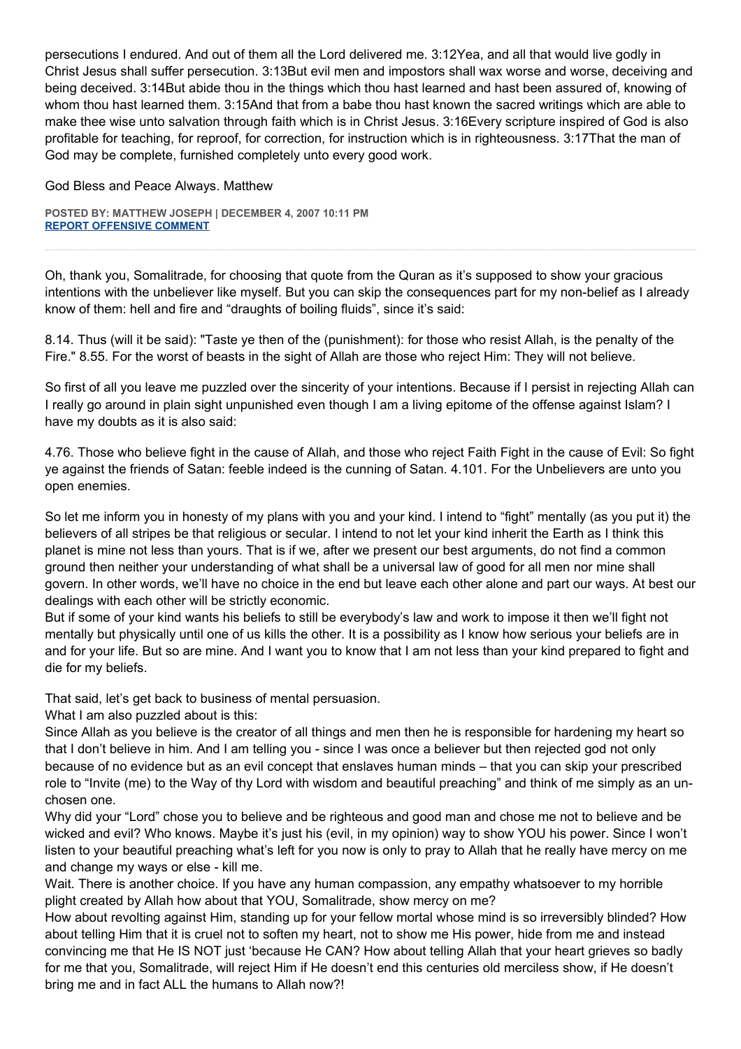persecutions I endured. And out of them all the Lord delivered me. 3:12Yea, and all that would live godly in Christ Jesus shall suffer persecution. 3:13But evil men and impostors shall wax worse and worse, deceiving and being deceived. 3:14But abide thou in the things which thou hast learned and hast been assured of, knowing of whom thou hast learned them. 3:15And that from a babe thou hast known the sacred writings which are able to make thee wise unto salvation through faith which is in Christ Jesus. 3:16Every scripture inspired of God is also profitable for teaching, for reproof, for correction, for instruction which is in righteousness. 3:17That the man of God may be complete, furnished completely unto every good work.

God Bless and Peace Always. Matthew

**POSTED BY: MATTHEW JOSEPH | DECEMBER 4, 2007 10:11 PM**
**REPORT OFFENSIVE COMMENT**

---

Oh, thank you, Somalitrade, for choosing that quote from the Quran as it's supposed to show your gracious intentions with the unbeliever like myself. But you can skip the consequences part for my non-belief as I already know of them: hell and fire and "draughts of boiling fluids", since it's said:

8.14. Thus (will it be said): "Taste ye then of the (punishment): for those who resist Allah, is the penalty of the Fire." 8.55. For the worst of beasts in the sight of Allah are those who reject Him: They will not believe.

So first of all you leave me puzzled over the sincerity of your intentions. Because if I persist in rejecting Allah can I really go around in plain sight unpunished even though I am a living epitome of the offense against Islam? I have my doubts as it is also said:

4.76. Those who believe fight in the cause of Allah, and those who reject Faith Fight in the cause of Evil: So fight ye against the friends of Satan: feeble indeed is the cunning of Satan. 4.101. For the Unbelievers are unto you open enemies.

So let me inform you in honesty of my plans with you and your kind. I intend to "fight" mentally (as you put it) the believers of all stripes be that religious or secular. I intend to not let your kind inherit the Earth as I think this planet is mine not less than yours. That is if we, after we present our best arguments, do not find a common ground then neither your understanding of what shall be a universal law of good for all men nor mine shall govern. In other words, we'll have no choice in the end but leave each other alone and part our ways. At best our dealings with each other will be strictly economic.
But if some of your kind wants his beliefs to still be everybody's law and work to impose it then we'll fight not mentally but physically until one of us kills the other. It is a possibility as I know how serious your beliefs are in and for your life. But so are mine. And I want you to know that I am not less than your kind prepared to fight and die for my beliefs.

That said, let's get back to business of mental persuasion.
What I am also puzzled about is this:
Since Allah as you believe is the creator of all things and men then he is responsible for hardening my heart so that I don't believe in him. And I am telling you - since I was once a believer but then rejected god not only because of no evidence but as an evil concept that enslaves human minds – that you can skip your prescribed role to "Invite (me) to the Way of thy Lord with wisdom and beautiful preaching" and think of me simply as an un-chosen one.
Why did your "Lord" chose you to believe and be righteous and good man and chose me not to believe and be wicked and evil? Who knows. Maybe it's just his (evil, in my opinion) way to show YOU his power. Since I won't listen to your beautiful preaching what's left for you now is only to pray to Allah that he really have mercy on me and change my ways or else - kill me.
Wait. There is another choice. If you have any human compassion, any empathy whatsoever to my horrible plight created by Allah how about that YOU, Somalitrade, show mercy on me?
How about revolting against Him, standing up for your fellow mortal whose mind is so irreversibly blinded? How about telling Him that it is cruel not to soften my heart, not to show me His power, hide from me and instead convincing me that He IS NOT just 'because He CAN? How about telling Allah that your heart grieves so badly for me that you, Somalitrade, will reject Him if He doesn't end this centuries old merciless show, if He doesn't bring me and in fact ALL the humans to Allah now?!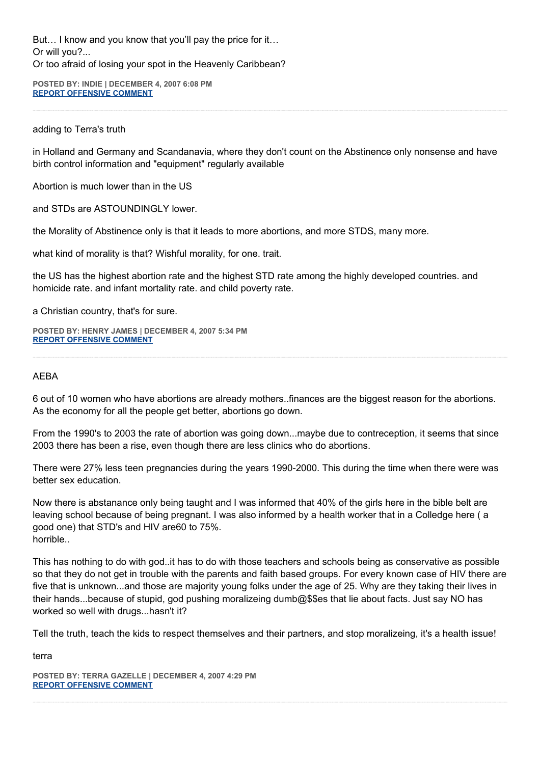But… I know and you know that you'll pay the price for it…
Or will you?...
Or too afraid of losing your spot in the Heavenly Caribbean?

**POSTED BY: INDIE | DECEMBER 4, 2007 6:08 PM**
**REPORT OFFENSIVE COMMENT**

---

adding to Terra's truth

in Holland and Germany and Scandanavia, where they don't count on the Abstinence only nonsense and have birth control information and "equipment" regularly available

Abortion is much lower than in the US

and STDs are ASTOUNDINGLY lower.

the Morality of Abstinence only is that it leads to more abortions, and more STDS, many more.

what kind of morality is that? Wishful morality, for one. trait.

the US has the highest abortion rate and the highest STD rate among the highly developed countries. and homicide rate. and infant mortality rate. and child poverty rate.

a Christian country, that's for sure.

**POSTED BY: HENRY JAMES | DECEMBER 4, 2007 5:34 PM**
**REPORT OFFENSIVE COMMENT**

---

AEBA

6 out of 10 women who have abortions are already mothers..finances are the biggest reason for the abortions. As the economy for all the people get better, abortions go down.

From the 1990's to 2003 the rate of abortion was going down...maybe due to contreception, it seems that since 2003 there has been a rise, even though there are less clinics who do abortions.

There were 27% less teen pregnancies during the years 1990-2000. This during the time when there were was better sex education.

Now there is abstanance only being taught and I was informed that 40% of the girls here in the bible belt are leaving school because of being pregnant. I was also informed by a health worker that in a Colledge here ( a good one) that STD's and HIV are60 to 75%.
horrible..

This has nothing to do with god..it has to do with those teachers and schools being as conservative as possible so that they do not get in trouble with the parents and faith based groups. For every known case of HIV there are five that is unknown...and those are majority young folks under the age of 25. Why are they taking their lives in their hands...because of stupid, god pushing moralizeing dumb@$$es that lie about facts. Just say NO has worked so well with drugs...hasn't it?

Tell the truth, teach the kids to respect themselves and their partners, and stop moralizeing, it's a health issue!

terra

**POSTED BY: TERRA GAZELLE | DECEMBER 4, 2007 4:29 PM**
**REPORT OFFENSIVE COMMENT**

---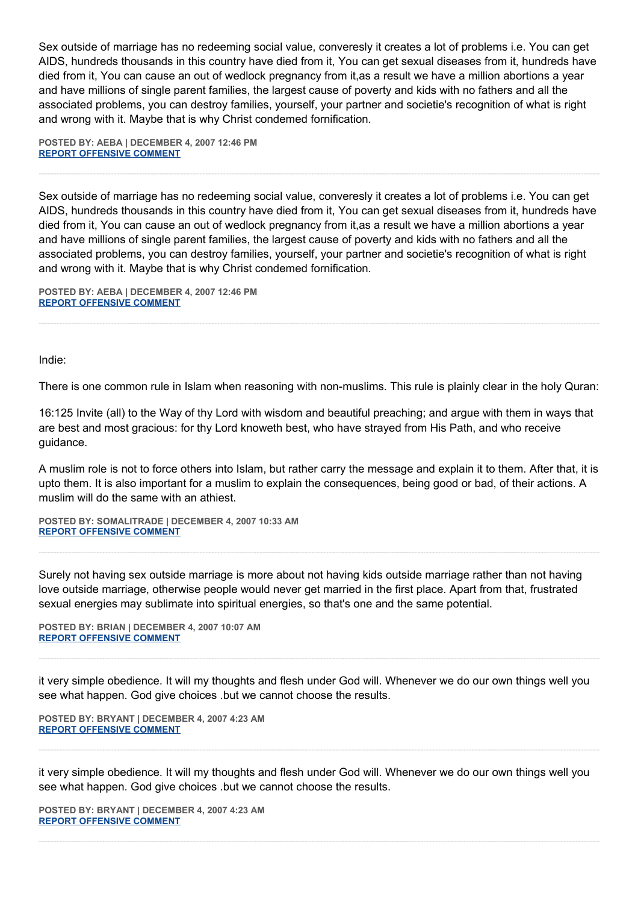Sex outside of marriage has no redeeming social value, converesly it creates a lot of problems i.e. You can get AIDS, hundreds thousands in this country have died from it, You can get sexual diseases from it, hundreds have died from it, You can cause an out of wedlock pregnancy from it,as a result we have a million abortions a year and have millions of single parent families, the largest cause of poverty and kids with no fathers and all the associated problems, you can destroy families, yourself, your partner and societie's recognition of what is right and wrong with it. Maybe that is why Christ condemed fornification.

**POSTED BY: AEBA | DECEMBER 4, 2007 12:46 PM**
**REPORT OFFENSIVE COMMENT**

---

Sex outside of marriage has no redeeming social value, converesly it creates a lot of problems i.e. You can get AIDS, hundreds thousands in this country have died from it, You can get sexual diseases from it, hundreds have died from it, You can cause an out of wedlock pregnancy from it,as a result we have a million abortions a year and have millions of single parent families, the largest cause of poverty and kids with no fathers and all the associated problems, you can destroy families, yourself, your partner and societie's recognition of what is right and wrong with it. Maybe that is why Christ condemed fornification.

**POSTED BY: AEBA | DECEMBER 4, 2007 12:46 PM**
**REPORT OFFENSIVE COMMENT**

---

Indie:

There is one common rule in Islam when reasoning with non-muslims. This rule is plainly clear in the holy Quran:

16:125 Invite (all) to the Way of thy Lord with wisdom and beautiful preaching; and argue with them in ways that are best and most gracious: for thy Lord knoweth best, who have strayed from His Path, and who receive guidance.

A muslim role is not to force others into Islam, but rather carry the message and explain it to them. After that, it is upto them. It is also important for a muslim to explain the consequences, being good or bad, of their actions. A muslim will do the same with an athiest.

**POSTED BY: SOMALITRADE | DECEMBER 4, 2007 10:33 AM**
**REPORT OFFENSIVE COMMENT**

---

Surely not having sex outside marriage is more about not having kids outside marriage rather than not having love outside marriage, otherwise people would never get married in the first place. Apart from that, frustrated sexual energies may sublimate into spiritual energies, so that's one and the same potential.

**POSTED BY: BRIAN | DECEMBER 4, 2007 10:07 AM**
**REPORT OFFENSIVE COMMENT**

---

it very simple obedience. It will my thoughts and flesh under God will. Whenever we do our own things well you see what happen. God give choices .but we cannot choose the results.

**POSTED BY: BRYANT | DECEMBER 4, 2007 4:23 AM**
**REPORT OFFENSIVE COMMENT**

---

it very simple obedience. It will my thoughts and flesh under God will. Whenever we do our own things well you see what happen. God give choices .but we cannot choose the results.

**POSTED BY: BRYANT | DECEMBER 4, 2007 4:23 AM**
**REPORT OFFENSIVE COMMENT**

---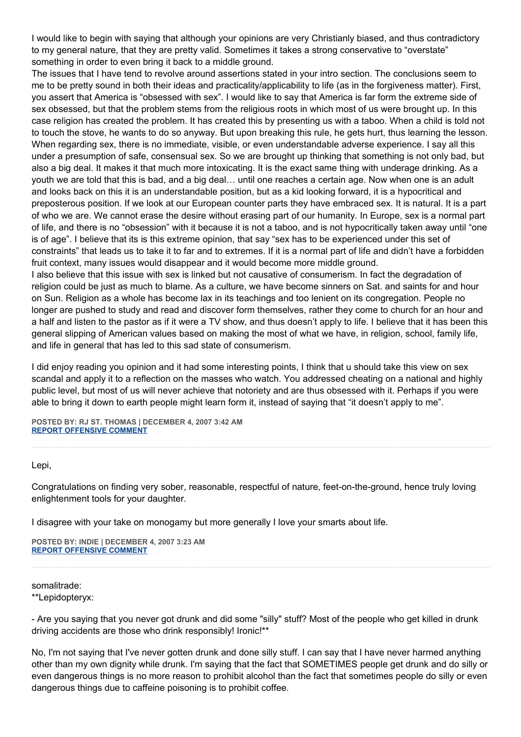I would like to begin with saying that although your opinions are very Christianly biased, and thus contradictory to my general nature, that they are pretty valid. Sometimes it takes a strong conservative to "overstate" something in order to even bring it back to a middle ground.

The issues that I have tend to revolve around assertions stated in your intro section. The conclusions seem to me to be pretty sound in both their ideas and practicality/applicability to life (as in the forgiveness matter). First, you assert that America is "obsessed with sex". I would like to say that America is far form the extreme side of sex obsessed, but that the problem stems from the religious roots in which most of us were brought up. In this case religion has created the problem. It has created this by presenting us with a taboo. When a child is told not to touch the stove, he wants to do so anyway. But upon breaking this rule, he gets hurt, thus learning the lesson. When regarding sex, there is no immediate, visible, or even understandable adverse experience. I say all this under a presumption of safe, consensual sex. So we are brought up thinking that something is not only bad, but also a big deal. It makes it that much more intoxicating. It is the exact same thing with underage drinking. As a youth we are told that this is bad, and a big deal… until one reaches a certain age. Now when one is an adult and looks back on this it is an understandable position, but as a kid looking forward, it is a hypocritical and preposterous position. If we look at our European counter parts they have embraced sex. It is natural. It is a part of who we are. We cannot erase the desire without erasing part of our humanity. In Europe, sex is a normal part of life, and there is no "obsession" with it because it is not a taboo, and is not hypocritically taken away until "one is of age". I believe that its is this extreme opinion, that say "sex has to be experienced under this set of constraints" that leads us to take it to far and to extremes. If it is a normal part of life and didn't have a forbidden fruit context, many issues would disappear and it would become more middle ground.

I also believe that this issue with sex is linked but not causative of consumerism. In fact the degradation of religion could be just as much to blame. As a culture, we have become sinners on Sat. and saints for and hour on Sun. Religion as a whole has become lax in its teachings and too lenient on its congregation. People no longer are pushed to study and read and discover form themselves, rather they come to church for an hour and a half and listen to the pastor as if it were a TV show, and thus doesn't apply to life. I believe that it has been this general slipping of American values based on making the most of what we have, in religion, school, family life, and life in general that has led to this sad state of consumerism.

I did enjoy reading you opinion and it had some interesting points, I think that u should take this view on sex scandal and apply it to a reflection on the masses who watch. You addressed cheating on a national and highly public level, but most of us will never achieve that notoriety and are thus obsessed with it. Perhaps if you were able to bring it down to earth people might learn form it, instead of saying that "it doesn't apply to me".

**POSTED BY: RJ ST. THOMAS | DECEMBER 4, 2007 3:42 AM**
**REPORT OFFENSIVE COMMENT**

---

Lepi,

Congratulations on finding very sober, reasonable, respectful of nature, feet-on-the-ground, hence truly loving enlightenment tools for your daughter.

I disagree with your take on monogamy but more generally I love your smarts about life.

**POSTED BY: INDIE | DECEMBER 4, 2007 3:23 AM**
**REPORT OFFENSIVE COMMENT**

---

somalitrade:
**Lepidopteryx:

- Are you saying that you never got drunk and did some "silly" stuff? Most of the people who get killed in drunk driving accidents are those who drink responsibly! Ironic!**

No, I'm not saying that I've never gotten drunk and done silly stuff. I can say that I have never harmed anything other than my own dignity while drunk. I'm saying that the fact that SOMETIMES people get drunk and do silly or even dangerous things is no more reason to prohibit alcohol than the fact that sometimes people do silly or even dangerous things due to caffeine poisoning is to prohibit coffee.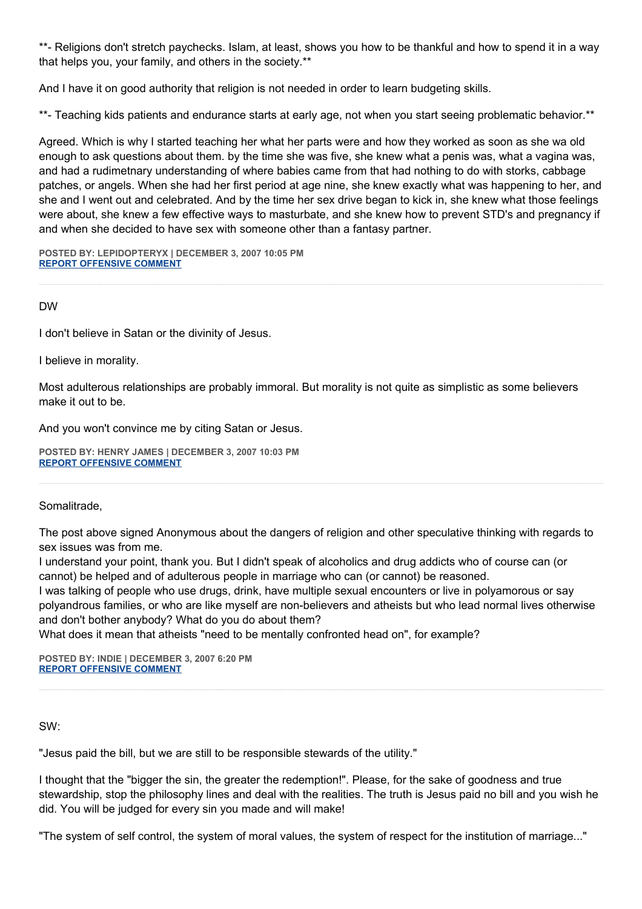**- Religions don't stretch paychecks. Islam, at least, shows you how to be thankful and how to spend it in a way that helps you, your family, and others in the society.**

And I have it on good authority that religion is not needed in order to learn budgeting skills.

**- Teaching kids patients and endurance starts at early age, not when you start seeing problematic behavior.**

Agreed. Which is why I started teaching her what her parts were and how they worked as soon as she wa old enough to ask questions about them. by the time she was five, she knew what a penis was, what a vagina was, and had a rudimetnary understanding of where babies came from that had nothing to do with storks, cabbage patches, or angels. When she had her first period at age nine, she knew exactly what was happening to her, and she and I went out and celebrated. And by the time her sex drive began to kick in, she knew what those feelings were about, she knew a few effective ways to masturbate, and she knew how to prevent STD's and pregnancy if and when she decided to have sex with someone other than a fantasy partner.

**POSTED BY: LEPIDOPTERYX | DECEMBER 3, 2007 10:05 PM**
**REPORT OFFENSIVE COMMENT**

---

DW

I don't believe in Satan or the divinity of Jesus.

I believe in morality.

Most adulterous relationships are probably immoral. But morality is not quite as simplistic as some believers make it out to be.

And you won't convince me by citing Satan or Jesus.

**POSTED BY: HENRY JAMES | DECEMBER 3, 2007 10:03 PM**
**REPORT OFFENSIVE COMMENT**

---

Somalitrade,

The post above signed Anonymous about the dangers of religion and other speculative thinking with regards to sex issues was from me.
I understand your point, thank you. But I didn't speak of alcoholics and drug addicts who of course can (or cannot) be helped and of adulterous people in marriage who can (or cannot) be reasoned.
I was talking of people who use drugs, drink, have multiple sexual encounters or live in polyamorous or say polyandrous families, or who are like myself are non-believers and atheists but who lead normal lives otherwise and don't bother anybody? What do you do about them?
What does it mean that atheists "need to be mentally confronted head on", for example?

**POSTED BY: INDIE | DECEMBER 3, 2007 6:20 PM**
**REPORT OFFENSIVE COMMENT**

---

SW:

"Jesus paid the bill, but we are still to be responsible stewards of the utility."

I thought that the "bigger the sin, the greater the redemption!". Please, for the sake of goodness and true stewardship, stop the philosophy lines and deal with the realities. The truth is Jesus paid no bill and you wish he did. You will be judged for every sin you made and will make!

"The system of self control, the system of moral values, the system of respect for the institution of marriage..."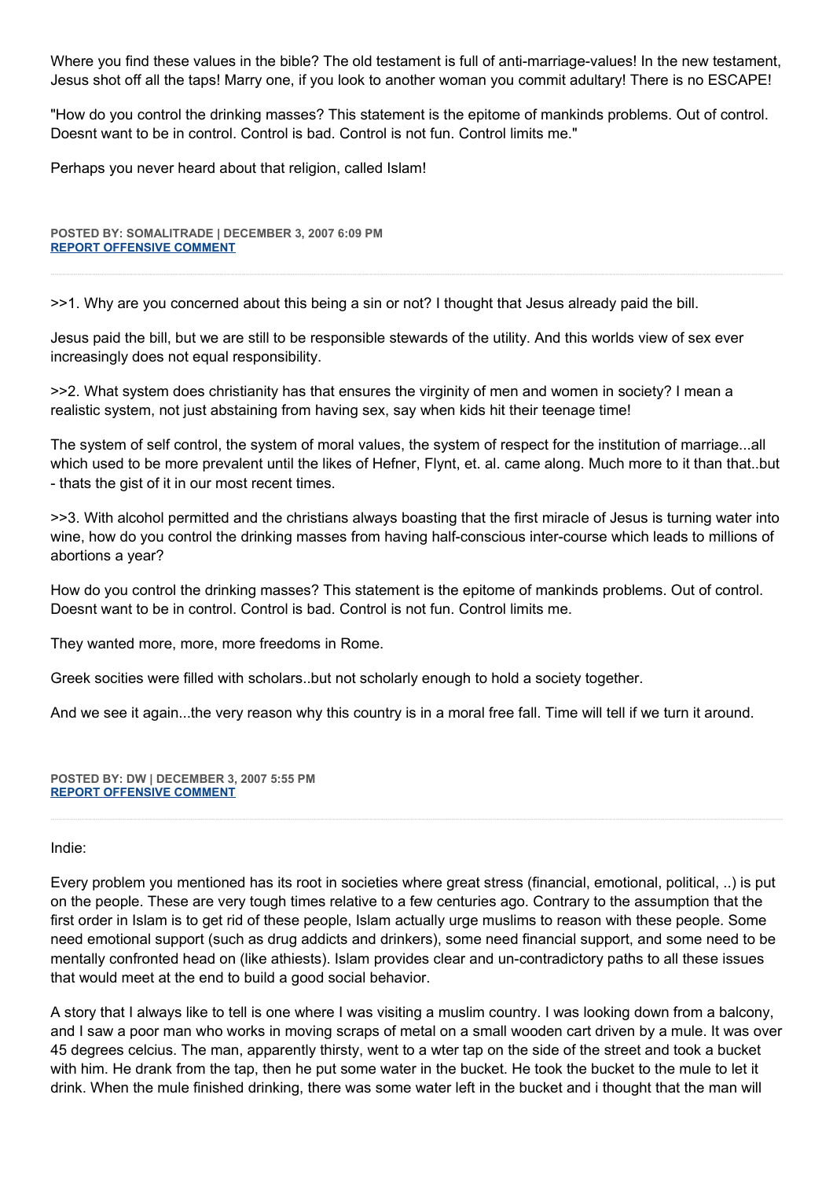Where you find these values in the bible? The old testament is full of anti-marriage-values! In the new testament, Jesus shot off all the taps! Marry one, if you look to another woman you commit adultary! There is no ESCAPE!

"How do you control the drinking masses? This statement is the epitome of mankinds problems. Out of control. Doesnt want to be in control. Control is bad. Control is not fun. Control limits me."

Perhaps you never heard about that religion, called Islam!

**POSTED BY: SOMALITRADE | DECEMBER 3, 2007 6:09 PM**
**REPORT OFFENSIVE COMMENT**

---

>>1. Why are you concerned about this being a sin or not? I thought that Jesus already paid the bill.

Jesus paid the bill, but we are still to be responsible stewards of the utility. And this worlds view of sex ever increasingly does not equal responsibility.

>>2. What system does christianity has that ensures the virginity of men and women in society? I mean a realistic system, not just abstaining from having sex, say when kids hit their teenage time!

The system of self control, the system of moral values, the system of respect for the institution of marriage...all which used to be more prevalent until the likes of Hefner, Flynt, et. al. came along. Much more to it than that..but - thats the gist of it in our most recent times.

>>3. With alcohol permitted and the christians always boasting that the first miracle of Jesus is turning water into wine, how do you control the drinking masses from having half-conscious inter-course which leads to millions of abortions a year?

How do you control the drinking masses? This statement is the epitome of mankinds problems. Out of control. Doesnt want to be in control. Control is bad. Control is not fun. Control limits me.

They wanted more, more, more freedoms in Rome.

Greek socities were filled with scholars..but not scholarly enough to hold a society together.

And we see it again...the very reason why this country is in a moral free fall. Time will tell if we turn it around.

**POSTED BY: DW | DECEMBER 3, 2007 5:55 PM**
**REPORT OFFENSIVE COMMENT**

---

Indie:

Every problem you mentioned has its root in societies where great stress (financial, emotional, political, ..) is put on the people. These are very tough times relative to a few centuries ago. Contrary to the assumption that the first order in Islam is to get rid of these people, Islam actually urge muslims to reason with these people. Some need emotional support (such as drug addicts and drinkers), some need financial support, and some need to be mentally confronted head on (like athiests). Islam provides clear and un-contradictory paths to all these issues that would meet at the end to build a good social behavior.

A story that I always like to tell is one where I was visiting a muslim country. I was looking down from a balcony, and I saw a poor man who works in moving scraps of metal on a small wooden cart driven by a mule. It was over 45 degrees celcius. The man, apparently thirsty, went to a wter tap on the side of the street and took a bucket with him. He drank from the tap, then he put some water in the bucket. He took the bucket to the mule to let it drink. When the mule finished drinking, there was some water left in the bucket and i thought that the man will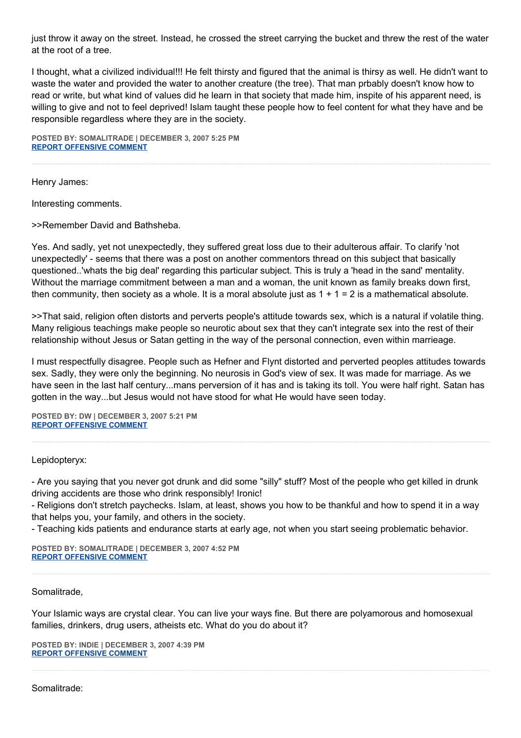just throw it away on the street. Instead, he crossed the street carrying the bucket and threw the rest of the water at the root of a tree.

I thought, what a civilized individual!!! He felt thirsty and figured that the animal is thirsy as well. He didn't want to waste the water and provided the water to another creature (the tree). That man prbably doesn't know how to read or write, but what kind of values did he learn in that society that made him, inspite of his apparent need, is willing to give and not to feel deprived! Islam taught these people how to feel content for what they have and be responsible regardless where they are in the society.

**POSTED BY: SOMALITRADE | DECEMBER 3, 2007 5:25 PM**
**REPORT OFFENSIVE COMMENT**

---

Henry James:

Interesting comments.

>>Remember David and Bathsheba.

Yes. And sadly, yet not unexpectedly, they suffered great loss due to their adulterous affair. To clarify 'not unexpectedly' - seems that there was a post on another commentors thread on this subject that basically questioned..'whats the big deal' regarding this particular subject. This is truly a 'head in the sand' mentality. Without the marriage commitment between a man and a woman, the unit known as family breaks down first, then community, then society as a whole. It is a moral absolute just as 1 + 1 = 2 is a mathematical absolute.

>>That said, religion often distorts and perverts people's attitude towards sex, which is a natural if volatile thing. Many religious teachings make people so neurotic about sex that they can't integrate sex into the rest of their relationship without Jesus or Satan getting in the way of the personal connection, even within marrieage.

I must respectfully disagree. People such as Hefner and Flynt distorted and perverted peoples attitudes towards sex. Sadly, they were only the beginning. No neurosis in God's view of sex. It was made for marriage. As we have seen in the last half century...mans perversion of it has and is taking its toll. You were half right. Satan has gotten in the way...but Jesus would not have stood for what He would have seen today.

**POSTED BY: DW | DECEMBER 3, 2007 5:21 PM**
**REPORT OFFENSIVE COMMENT**

---

Lepidopteryx:

- Are you saying that you never got drunk and did some "silly" stuff? Most of the people who get killed in drunk driving accidents are those who drink responsibly! Ironic!
- Religions don't stretch paychecks. Islam, at least, shows you how to be thankful and how to spend it in a way that helps you, your family, and others in the society.
- Teaching kids patients and endurance starts at early age, not when you start seeing problematic behavior.

**POSTED BY: SOMALITRADE | DECEMBER 3, 2007 4:52 PM**
**REPORT OFFENSIVE COMMENT**

---

Somalitrade,

Your Islamic ways are crystal clear. You can live your ways fine. But there are polyamorous and homosexual families, drinkers, drug users, atheists etc. What do you do about it?

**POSTED BY: INDIE | DECEMBER 3, 2007 4:39 PM**
**REPORT OFFENSIVE COMMENT**

---

Somalitrade: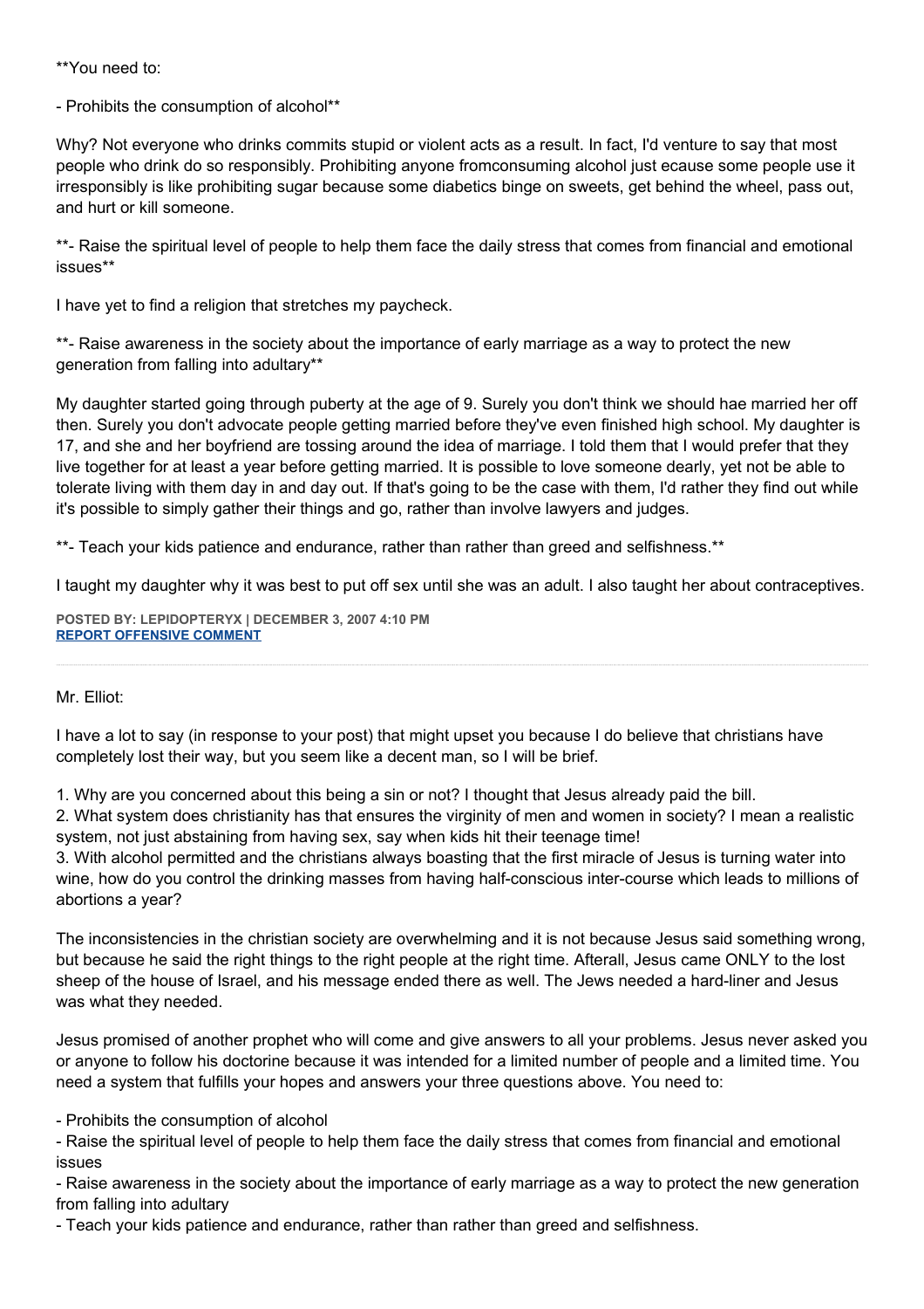**You need to:

- Prohibits the consumption of alcohol**

Why? Not everyone who drinks commits stupid or violent acts as a result. In fact, I'd venture to say that most people who drink do so responsibly. Prohibiting anyone fromconsuming alcohol just ecause some people use it irresponsibly is like prohibiting sugar because some diabetics binge on sweets, get behind the wheel, pass out, and hurt or kill someone.

**- Raise the spiritual level of people to help them face the daily stress that comes from financial and emotional issues**

I have yet to find a religion that stretches my paycheck.

**- Raise awareness in the society about the importance of early marriage as a way to protect the new generation from falling into adultary**

My daughter started going through puberty at the age of 9. Surely you don't think we should hae married her off then. Surely you don't advocate people getting married before they've even finished high school. My daughter is 17, and she and her boyfriend are tossing around the idea of marriage. I told them that I would prefer that they live together for at least a year before getting married. It is possible to love someone dearly, yet not be able to tolerate living with them day in and day out. If that's going to be the case with them, I'd rather they find out while it's possible to simply gather their things and go, rather than involve lawyers and judges.

**- Teach your kids patience and endurance, rather than rather than greed and selfishness.**

I taught my daughter why it was best to put off sex until she was an adult. I also taught her about contraceptives.

**POSTED BY: LEPIDOPTERYX | DECEMBER 3, 2007 4:10 PM**
**REPORT OFFENSIVE COMMENT**

---

Mr. Elliot:

I have a lot to say (in response to your post) that might upset you because I do believe that christians have completely lost their way, but you seem like a decent man, so I will be brief.

1. Why are you concerned about this being a sin or not? I thought that Jesus already paid the bill.
2. What system does christianity has that ensures the virginity of men and women in society? I mean a realistic system, not just abstaining from having sex, say when kids hit their teenage time!
3. With alcohol permitted and the christians always boasting that the first miracle of Jesus is turning water into wine, how do you control the drinking masses from having half-conscious inter-course which leads to millions of abortions a year?

The inconsistencies in the christian society are overwhelming and it is not because Jesus said something wrong, but because he said the right things to the right people at the right time. Afterall, Jesus came ONLY to the lost sheep of the house of Israel, and his message ended there as well. The Jews needed a hard-liner and Jesus was what they needed.

Jesus promised of another prophet who will come and give answers to all your problems. Jesus never asked you or anyone to follow his doctorine because it was intended for a limited number of people and a limited time. You need a system that fulfills your hopes and answers your three questions above. You need to:

- Prohibits the consumption of alcohol
- Raise the spiritual level of people to help them face the daily stress that comes from financial and emotional issues
- Raise awareness in the society about the importance of early marriage as a way to protect the new generation from falling into adultary
- Teach your kids patience and endurance, rather than rather than greed and selfishness.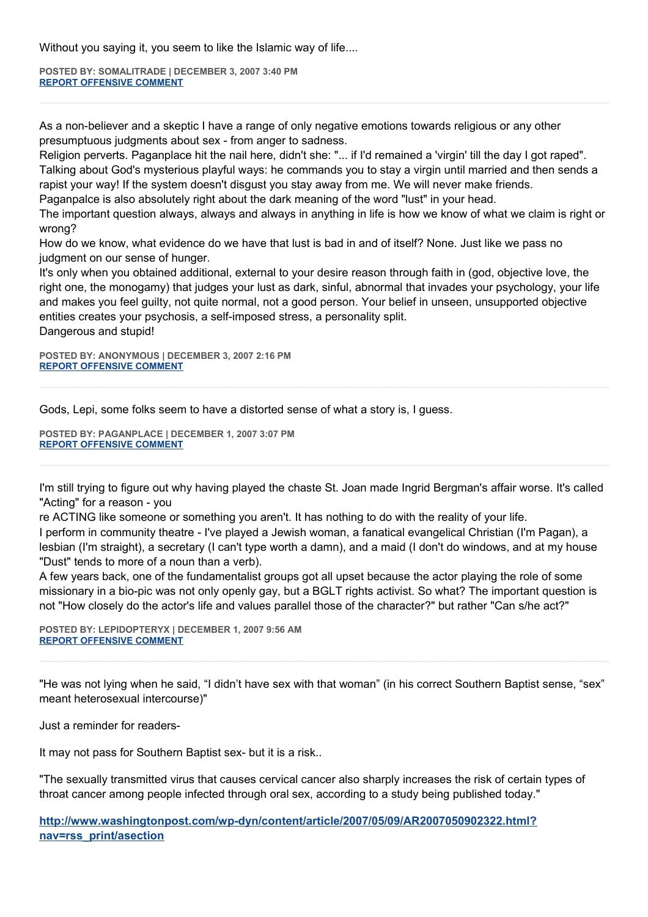Without you saying it, you seem to like the Islamic way of life....

**POSTED BY: SOMALITRADE | DECEMBER 3, 2007 3:40 PM**
**REPORT OFFENSIVE COMMENT**

---

As a non-believer and a skeptic I have a range of only negative emotions towards religious or any other presumptuous judgments about sex - from anger to sadness.
Religion perverts. Paganplace hit the nail here, didn't she: "... if I'd remained a 'virgin' till the day I got raped". Talking about God's mysterious playful ways: he commands you to stay a virgin until married and then sends a rapist your way! If the system doesn't disgust you stay away from me. We will never make friends.
Paganpalce is also absolutely right about the dark meaning of the word "lust" in your head.
The important question always, always and always in anything in life is how we know of what we claim is right or wrong?
How do we know, what evidence do we have that lust is bad in and of itself? None. Just like we pass no judgment on our sense of hunger.
It's only when you obtained additional, external to your desire reason through faith in (god, objective love, the right one, the monogamy) that judges your lust as dark, sinful, abnormal that invades your psychology, your life and makes you feel guilty, not quite normal, not a good person. Your belief in unseen, unsupported objective entities creates your psychosis, a self-imposed stress, a personality split.
Dangerous and stupid!

**POSTED BY: ANONYMOUS | DECEMBER 3, 2007 2:16 PM**
**REPORT OFFENSIVE COMMENT**

---

Gods, Lepi, some folks seem to have a distorted sense of what a story is, I guess.

**POSTED BY: PAGANPLACE | DECEMBER 1, 2007 3:07 PM**
**REPORT OFFENSIVE COMMENT**

---

I'm still trying to figure out why having played the chaste St. Joan made Ingrid Bergman's affair worse. It's called "Acting" for a reason - you
re ACTING like someone or something you aren't. It has nothing to do with the reality of your life.
I perform in community theatre - I've played a Jewish woman, a fanatical evangelical Christian (I'm Pagan), a lesbian (I'm straight), a secretary (I can't type worth a damn), and a maid (I don't do windows, and at my house "Dust" tends to more of a noun than a verb).
A few years back, one of the fundamentalist groups got all upset because the actor playing the role of some missionary in a bio-pic was not only openly gay, but a BGLT rights activist. So what? The important question is not "How closely do the actor's life and values parallel those of the character?" but rather "Can s/he act?"

**POSTED BY: LEPIDOPTERYX | DECEMBER 1, 2007 9:56 AM**
**REPORT OFFENSIVE COMMENT**

---

"He was not lying when he said, "I didn't have sex with that woman" (in his correct Southern Baptist sense, "sex" meant heterosexual intercourse)"

Just a reminder for readers-

It may not pass for Southern Baptist sex- but it is a risk..

"The sexually transmitted virus that causes cervical cancer also sharply increases the risk of certain types of throat cancer among people infected through oral sex, according to a study being published today."

**http://www.washingtonpost.com/wp-dyn/content/article/2007/05/09/AR2007050902322.html?nav=rss_print/asection**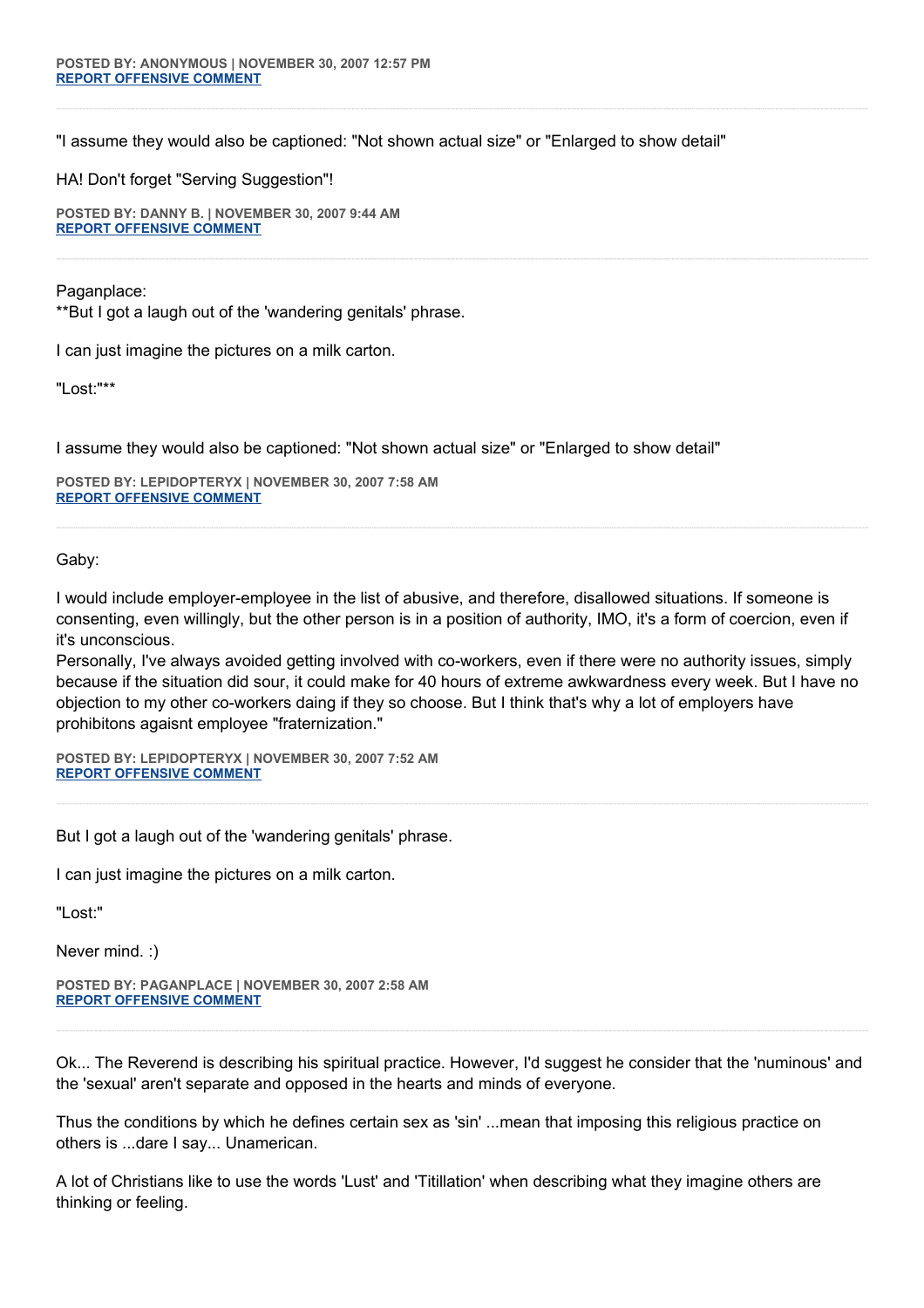**POSTED BY: ANONYMOUS | NOVEMBER 30, 2007 12:57 PM**
**REPORT OFFENSIVE COMMENT**

---

"I assume they would also be captioned: "Not shown actual size" or "Enlarged to show detail"

HA! Don't forget "Serving Suggestion"!

**POSTED BY: DANNY B. | NOVEMBER 30, 2007 9:44 AM**
**REPORT OFFENSIVE COMMENT**

---

Paganplace:
**But I got a laugh out of the 'wandering genitals' phrase.

I can just imagine the pictures on a milk carton.

"Lost:"**

I assume they would also be captioned: "Not shown actual size" or "Enlarged to show detail"

**POSTED BY: LEPIDOPTERYX | NOVEMBER 30, 2007 7:58 AM**
**REPORT OFFENSIVE COMMENT**

---

Gaby:

I would include employer-employee in the list of abusive, and therefore, disallowed situations. If someone is consenting, even willingly, but the other person is in a position of authority, IMO, it's a form of coercion, even if it's unconscious.
Personally, I've always avoided getting involved with co-workers, even if there were no authority issues, simply because if the situation did sour, it could make for 40 hours of extreme awkwardness every week. But I have no objection to my other co-workers daing if they so choose. But I think that's why a lot of employers have prohibitons agaisnt employee "fraternization."

**POSTED BY: LEPIDOPTERYX | NOVEMBER 30, 2007 7:52 AM**
**REPORT OFFENSIVE COMMENT**

---

But I got a laugh out of the 'wandering genitals' phrase.

I can just imagine the pictures on a milk carton.

"Lost:"

Never mind. :)

**POSTED BY: PAGANPLACE | NOVEMBER 30, 2007 2:58 AM**
**REPORT OFFENSIVE COMMENT**

---

Ok... The Reverend is describing his spiritual practice. However, I'd suggest he consider that the 'numinous' and the 'sexual' aren't separate and opposed in the hearts and minds of everyone.

Thus the conditions by which he defines certain sex as 'sin' ...mean that imposing this religious practice on others is ...dare I say... Unamerican.

A lot of Christians like to use the words 'Lust' and 'Titillation' when describing what they imagine others are thinking or feeling.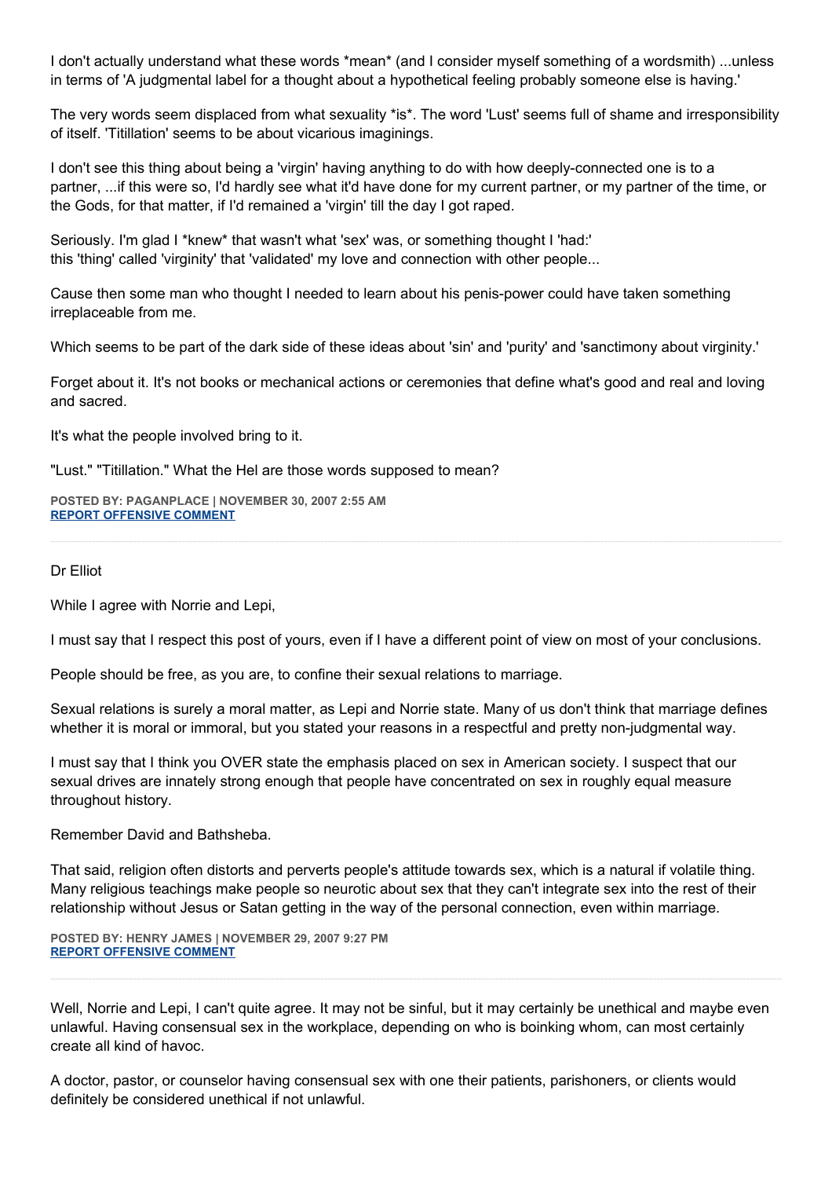I don't actually understand what these words *mean* (and I consider myself something of a wordsmith) ...unless in terms of 'A judgmental label for a thought about a hypothetical feeling probably someone else is having.'

The very words seem displaced from what sexuality *is*. The word 'Lust' seems full of shame and irresponsibility of itself. 'Titillation' seems to be about vicarious imaginings.

I don't see this thing about being a 'virgin' having anything to do with how deeply-connected one is to a partner, ...if this were so, I'd hardly see what it'd have done for my current partner, or my partner of the time, or the Gods, for that matter, if I'd remained a 'virgin' till the day I got raped.

Seriously. I'm glad I *knew* that wasn't what 'sex' was, or something thought I 'had:'
this 'thing' called 'virginity' that 'validated' my love and connection with other people...

Cause then some man who thought I needed to learn about his penis-power could have taken something irreplaceable from me.

Which seems to be part of the dark side of these ideas about 'sin' and 'purity' and 'sanctimony about virginity.'

Forget about it. It's not books or mechanical actions or ceremonies that define what's good and real and loving and sacred.

It's what the people involved bring to it.

"Lust." "Titillation." What the Hel are those words supposed to mean?

**POSTED BY: PAGANPLACE | NOVEMBER 30, 2007 2:55 AM**
**REPORT OFFENSIVE COMMENT**

---

Dr Elliot

While I agree with Norrie and Lepi,

I must say that I respect this post of yours, even if I have a different point of view on most of your conclusions.

People should be free, as you are, to confine their sexual relations to marriage.

Sexual relations is surely a moral matter, as Lepi and Norrie state. Many of us don't think that marriage defines whether it is moral or immoral, but you stated your reasons in a respectful and pretty non-judgmental way.

I must say that I think you OVER state the emphasis placed on sex in American society. I suspect that our sexual drives are innately strong enough that people have concentrated on sex in roughly equal measure throughout history.

Remember David and Bathsheba.

That said, religion often distorts and perverts people's attitude towards sex, which is a natural if volatile thing. Many religious teachings make people so neurotic about sex that they can't integrate sex into the rest of their relationship without Jesus or Satan getting in the way of the personal connection, even within marriage.

**POSTED BY: HENRY JAMES | NOVEMBER 29, 2007 9:27 PM**
**REPORT OFFENSIVE COMMENT**

---

Well, Norrie and Lepi, I can't quite agree. It may not be sinful, but it may certainly be unethical and maybe even unlawful. Having consensual sex in the workplace, depending on who is boinking whom, can most certainly create all kind of havoc.

A doctor, pastor, or counselor having consensual sex with one their patients, parishoners, or clients would definitely be considered unethical if not unlawful.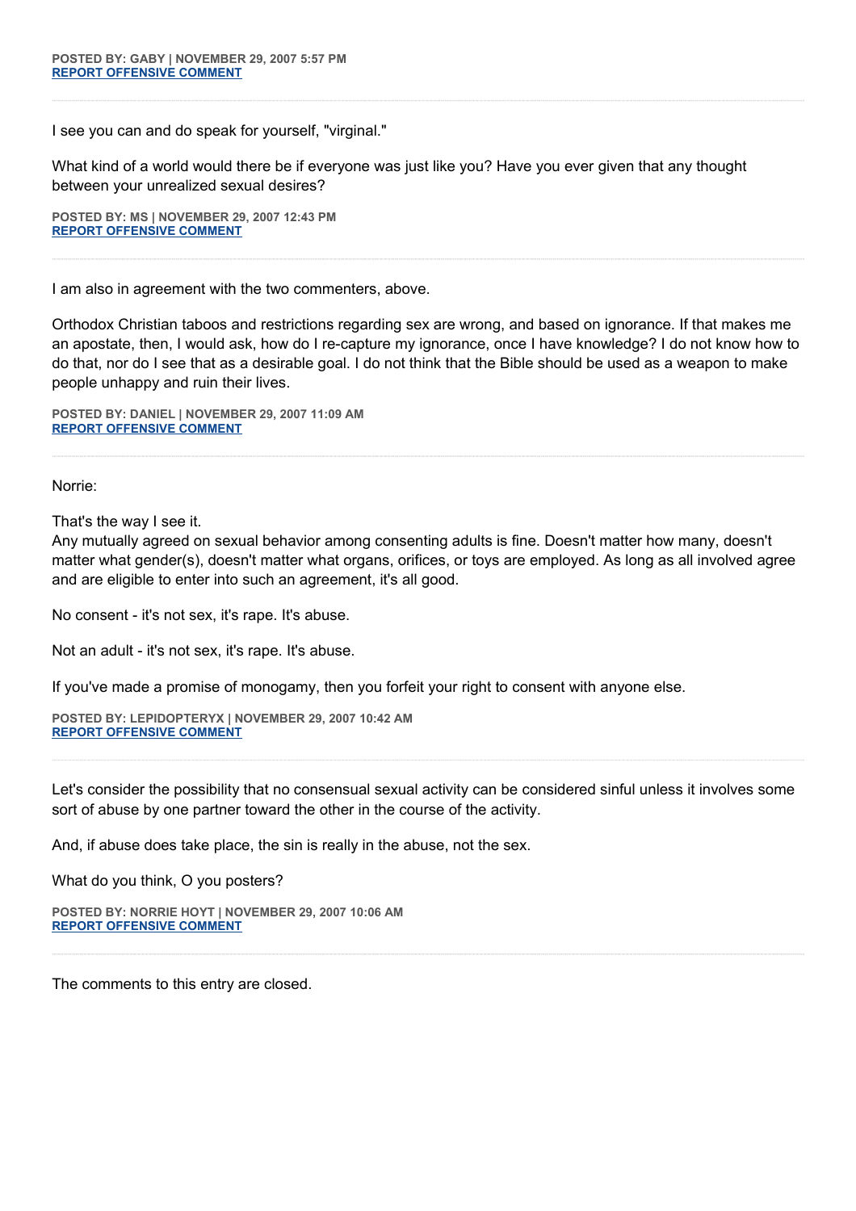**POSTED BY: GABY | NOVEMBER 29, 2007 5:57 PM**
**REPORT OFFENSIVE COMMENT**

---

I see you can and do speak for yourself, "virginal."

What kind of a world would there be if everyone was just like you? Have you ever given that any thought between your unrealized sexual desires?

**POSTED BY: MS | NOVEMBER 29, 2007 12:43 PM**
**REPORT OFFENSIVE COMMENT**

---

I am also in agreement with the two commenters, above.

Orthodox Christian taboos and restrictions regarding sex are wrong, and based on ignorance. If that makes me an apostate, then, I would ask, how do I re-capture my ignorance, once I have knowledge? I do not know how to do that, nor do I see that as a desirable goal. I do not think that the Bible should be used as a weapon to make people unhappy and ruin their lives.

**POSTED BY: DANIEL | NOVEMBER 29, 2007 11:09 AM**
**REPORT OFFENSIVE COMMENT**

---

Norrie:

That's the way I see it.
Any mutually agreed on sexual behavior among consenting adults is fine. Doesn't matter how many, doesn't matter what gender(s), doesn't matter what organs, orifices, or toys are employed. As long as all involved agree and are eligible to enter into such an agreement, it's all good.

No consent - it's not sex, it's rape. It's abuse.

Not an adult - it's not sex, it's rape. It's abuse.

If you've made a promise of monogamy, then you forfeit your right to consent with anyone else.

**POSTED BY: LEPIDOPTERYX | NOVEMBER 29, 2007 10:42 AM**
**REPORT OFFENSIVE COMMENT**

---

Let's consider the possibility that no consensual sexual activity can be considered sinful unless it involves some sort of abuse by one partner toward the other in the course of the activity.

And, if abuse does take place, the sin is really in the abuse, not the sex.

What do you think, O you posters?

**POSTED BY: NORRIE HOYT | NOVEMBER 29, 2007 10:06 AM**
**REPORT OFFENSIVE COMMENT**

---

The comments to this entry are closed.